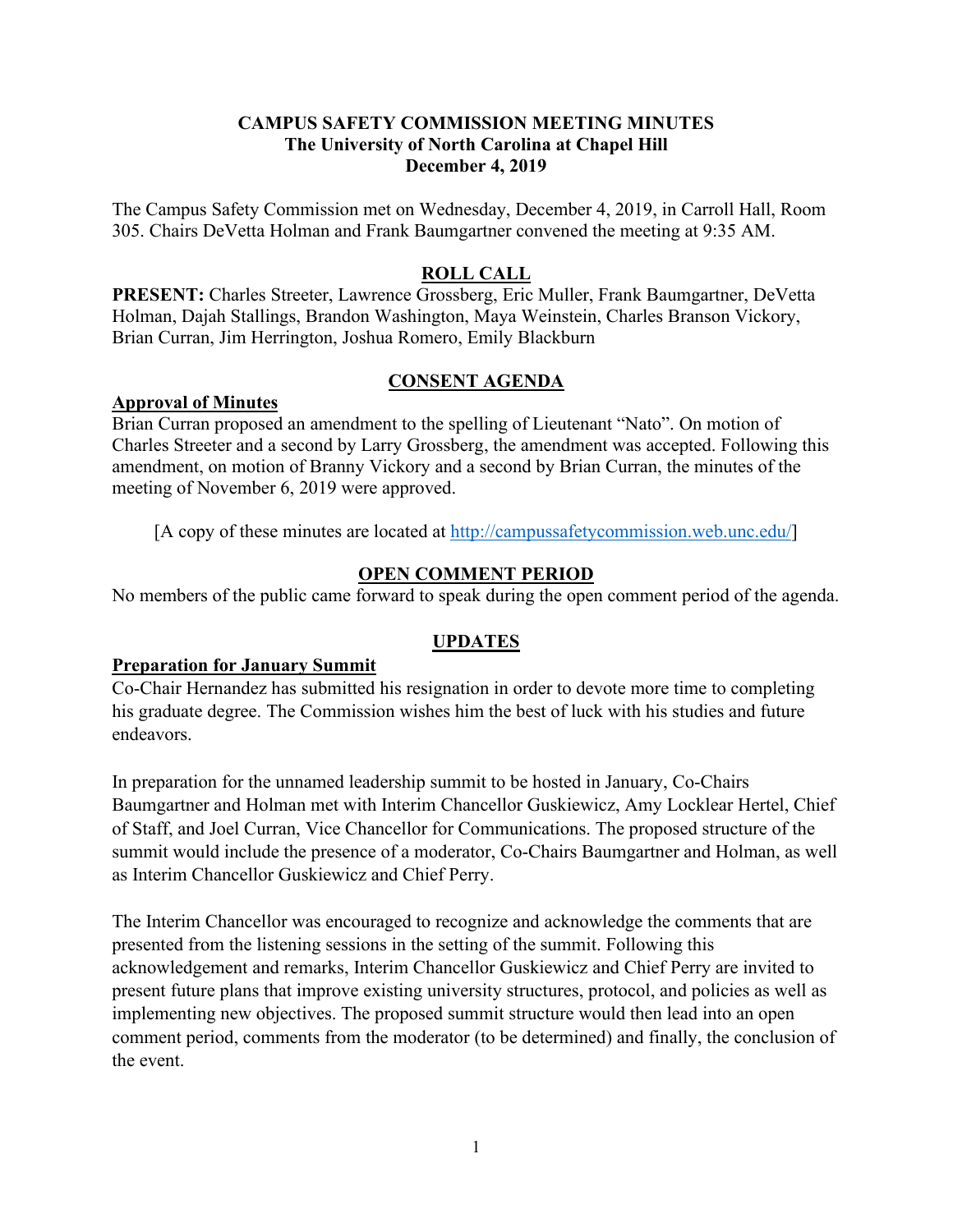**CAMPUS SAFETY COMMISSION MEETING MINUTES**
**The University of North Carolina at Chapel Hill**
**December 4, 2019**

The Campus Safety Commission met on Wednesday, December 4, 2019, in Carroll Hall, Room 305. Chairs DeVetta Holman and Frank Baumgartner convened the meeting at 9:35 AM.

## ROLL CALL

**PRESENT:** Charles Streeter, Lawrence Grossberg, Eric Muller, Frank Baumgartner, DeVetta Holman, Dajah Stallings, Brandon Washington, Maya Weinstein, Charles Branson Vickory, Brian Curran, Jim Herrington, Joshua Romero, Emily Blackburn

## CONSENT AGENDA

### Approval of Minutes

Brian Curran proposed an amendment to the spelling of Lieutenant "Nato". On motion of Charles Streeter and a second by Larry Grossberg, the amendment was accepted. Following this amendment, on motion of Branny Vickory and a second by Brian Curran, the minutes of the meeting of November 6, 2019 were approved.

[A copy of these minutes are located at http://campussafetycommission.web.unc.edu/]

## OPEN COMMENT PERIOD

No members of the public came forward to speak during the open comment period of the agenda.

## UPDATES

### Preparation for January Summit

Co-Chair Hernandez has submitted his resignation in order to devote more time to completing his graduate degree. The Commission wishes him the best of luck with his studies and future endeavors.

In preparation for the unnamed leadership summit to be hosted in January, Co-Chairs Baumgartner and Holman met with Interim Chancellor Guskiewicz, Amy Locklear Hertel, Chief of Staff, and Joel Curran, Vice Chancellor for Communications. The proposed structure of the summit would include the presence of a moderator, Co-Chairs Baumgartner and Holman, as well as Interim Chancellor Guskiewicz and Chief Perry.

The Interim Chancellor was encouraged to recognize and acknowledge the comments that are presented from the listening sessions in the setting of the summit. Following this acknowledgement and remarks, Interim Chancellor Guskiewicz and Chief Perry are invited to present future plans that improve existing university structures, protocol, and policies as well as implementing new objectives. The proposed summit structure would then lead into an open comment period, comments from the moderator (to be determined) and finally, the conclusion of the event.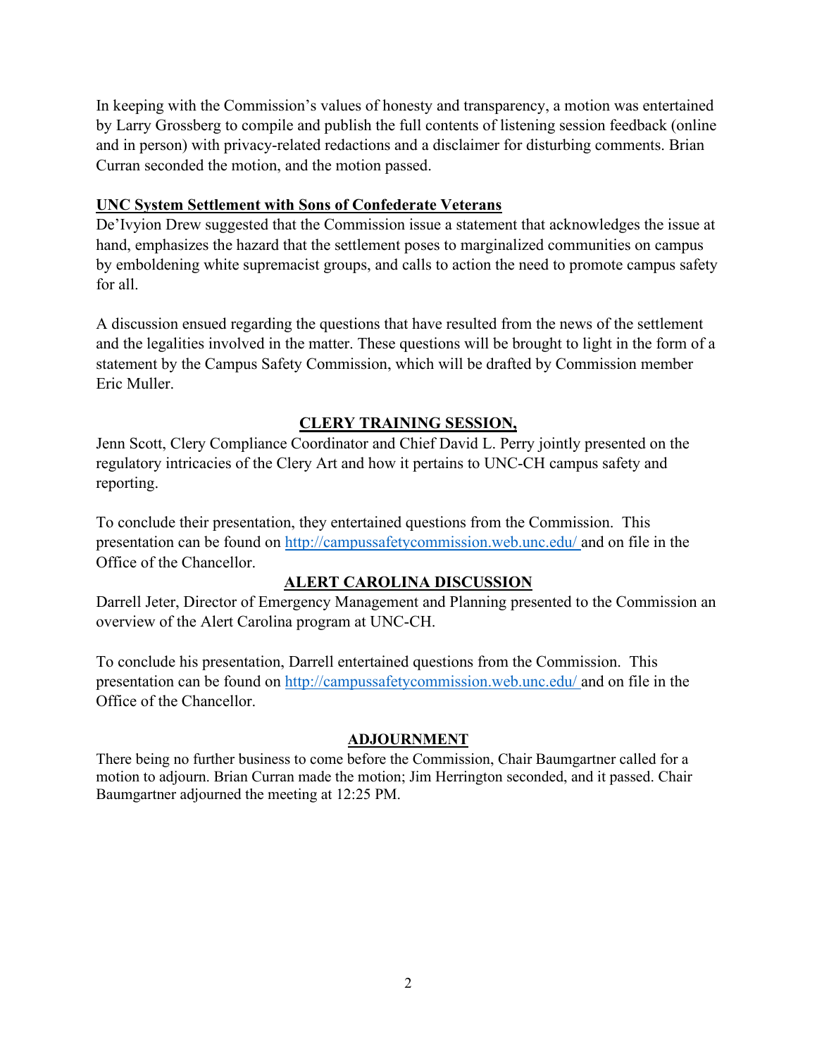In keeping with the Commission's values of honesty and transparency, a motion was entertained by Larry Grossberg to compile and publish the full contents of listening session feedback (online and in person) with privacy-related redactions and a disclaimer for disturbing comments. Brian Curran seconded the motion, and the motion passed.

**UNC System Settlement with Sons of Confederate Veterans**

De'Ivyion Drew suggested that the Commission issue a statement that acknowledges the issue at hand, emphasizes the hazard that the settlement poses to marginalized communities on campus by emboldening white supremacist groups, and calls to action the need to promote campus safety for all.

A discussion ensued regarding the questions that have resulted from the news of the settlement and the legalities involved in the matter. These questions will be brought to light in the form of a statement by the Campus Safety Commission, which will be drafted by Commission member Eric Muller.

## CLERY TRAINING SESSION,

Jenn Scott, Clery Compliance Coordinator and Chief David L. Perry jointly presented on the regulatory intricacies of the Clery Art and how it pertains to UNC-CH campus safety and reporting.

To conclude their presentation, they entertained questions from the Commission. This presentation can be found on http://campussafetycommission.web.unc.edu/ and on file in the Office of the Chancellor.

## ALERT CAROLINA DISCUSSION

Darrell Jeter, Director of Emergency Management and Planning presented to the Commission an overview of the Alert Carolina program at UNC-CH.

To conclude his presentation, Darrell entertained questions from the Commission. This presentation can be found on http://campussafetycommission.web.unc.edu/ and on file in the Office of the Chancellor.

## ADJOURNMENT

There being no further business to come before the Commission, Chair Baumgartner called for a motion to adjourn. Brian Curran made the motion; Jim Herrington seconded, and it passed. Chair Baumgartner adjourned the meeting at 12:25 PM.